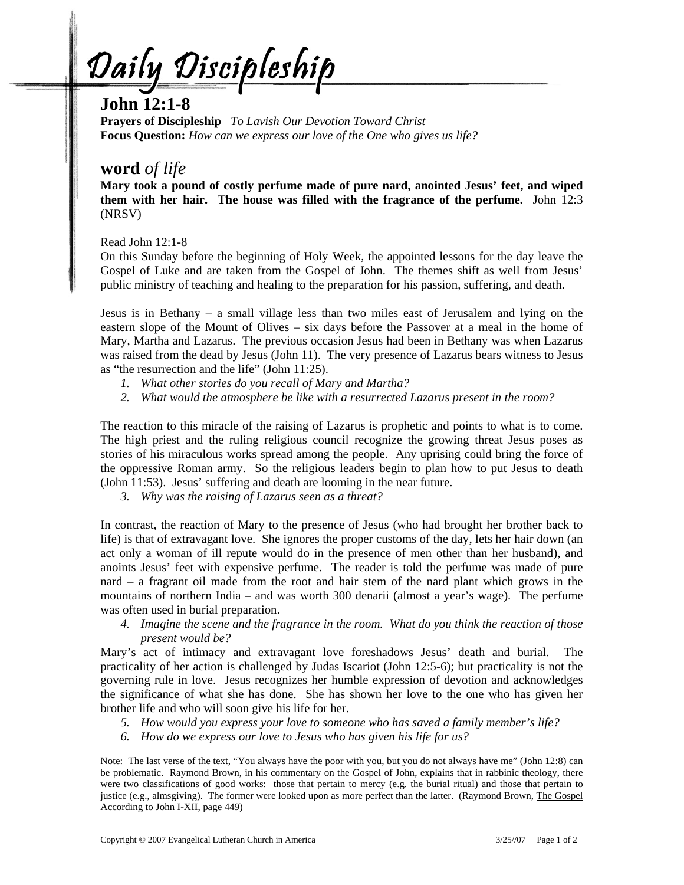# Daily Discipleship

## John 12:1-8

**Prayers of Discipleship** *To Lavish Our Devotion Toward Christ*
**Focus Question:** *How can we express our love of the One who gives us life?*

## **word** *of life*

**Mary took a pound of costly perfume made of pure nard, anointed Jesus' feet, and wiped them with her hair. The house was filled with the fragrance of the perfume.** John 12:3 (NRSV)

Read John 12:1-8
On this Sunday before the beginning of Holy Week, the appointed lessons for the day leave the Gospel of Luke and are taken from the Gospel of John. The themes shift as well from Jesus' public ministry of teaching and healing to the preparation for his passion, suffering, and death.

Jesus is in Bethany – a small village less than two miles east of Jerusalem and lying on the eastern slope of the Mount of Olives – six days before the Passover at a meal in the home of Mary, Martha and Lazarus. The previous occasion Jesus had been in Bethany was when Lazarus was raised from the dead by Jesus (John 11). The very presence of Lazarus bears witness to Jesus as "the resurrection and the life" (John 11:25).

1. *What other stories do you recall of Mary and Martha?*
2. *What would the atmosphere be like with a resurrected Lazarus present in the room?*

The reaction to this miracle of the raising of Lazarus is prophetic and points to what is to come. The high priest and the ruling religious council recognize the growing threat Jesus poses as stories of his miraculous works spread among the people. Any uprising could bring the force of the oppressive Roman army. So the religious leaders begin to plan how to put Jesus to death (John 11:53). Jesus' suffering and death are looming in the near future.

3. *Why was the raising of Lazarus seen as a threat?*

In contrast, the reaction of Mary to the presence of Jesus (who had brought her brother back to life) is that of extravagant love. She ignores the proper customs of the day, lets her hair down (an act only a woman of ill repute would do in the presence of men other than her husband), and anoints Jesus' feet with expensive perfume. The reader is told the perfume was made of pure nard – a fragrant oil made from the root and hair stem of the nard plant which grows in the mountains of northern India – and was worth 300 denarii (almost a year's wage). The perfume was often used in burial preparation.

4. *Imagine the scene and the fragrance in the room. What do you think the reaction of those present would be?*

Mary's act of intimacy and extravagant love foreshadows Jesus' death and burial. The practicality of her action is challenged by Judas Iscariot (John 12:5-6); but practicality is not the governing rule in love. Jesus recognizes her humble expression of devotion and acknowledges the significance of what she has done. She has shown her love to the one who has given her brother life and who will soon give his life for her.

5. *How would you express your love to someone who has saved a family member's life?*
6. *How do we express our love to Jesus who has given his life for us?*

Note: The last verse of the text, "You always have the poor with you, but you do not always have me" (John 12:8) can be problematic. Raymond Brown, in his commentary on the Gospel of John, explains that in rabbinic theology, there were two classifications of good works: those that pertain to mercy (e.g. the burial ritual) and those that pertain to justice (e.g., almsgiving). The former were looked upon as more perfect than the latter. (Raymond Brown, The Gospel According to John I-XII, page 449)

Copyright © 2007 Evangelical Lutheran Church in America 3/25//07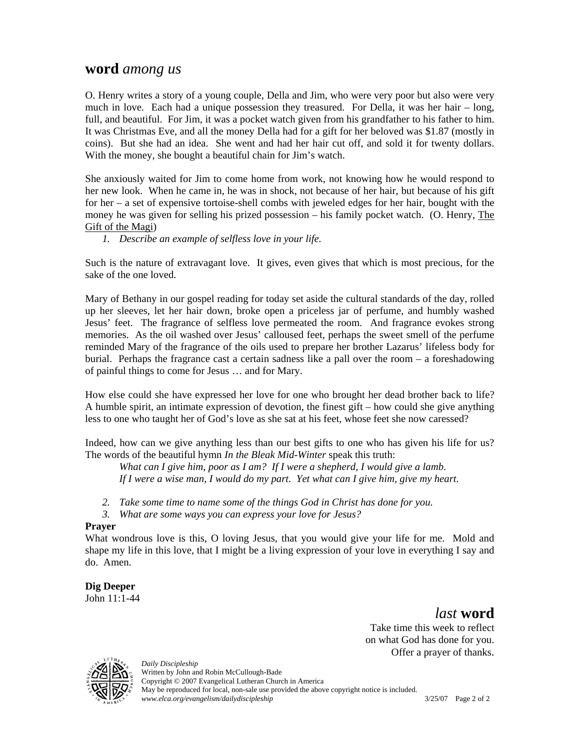## **word** *among us*

O. Henry writes a story of a young couple, Della and Jim, who were very poor but also were very much in love. Each had a unique possession they treasured. For Della, it was her hair – long, full, and beautiful. For Jim, it was a pocket watch given from his grandfather to his father to him. It was Christmas Eve, and all the money Della had for a gift for her beloved was $1.87 (mostly in coins). But she had an idea. She went and had her hair cut off, and sold it for twenty dollars. With the money, she bought a beautiful chain for Jim's watch.

She anxiously waited for Jim to come home from work, not knowing how he would respond to her new look. When he came in, he was in shock, not because of her hair, but because of his gift for her – a set of expensive tortoise-shell combs with jeweled edges for her hair, bought with the money he was given for selling his prized possession – his family pocket watch. (O. Henry, The Gift of the Magi)

1. *Describe an example of selfless love in your life.*

Such is the nature of extravagant love. It gives, even gives that which is most precious, for the sake of the one loved.

Mary of Bethany in our gospel reading for today set aside the cultural standards of the day, rolled up her sleeves, let her hair down, broke open a priceless jar of perfume, and humbly washed Jesus' feet. The fragrance of selfless love permeated the room. And fragrance evokes strong memories. As the oil washed over Jesus' calloused feet, perhaps the sweet smell of the perfume reminded Mary of the fragrance of the oils used to prepare her brother Lazarus' lifeless body for burial. Perhaps the fragrance cast a certain sadness like a pall over the room – a foreshadowing of painful things to come for Jesus … and for Mary.

How else could she have expressed her love for one who brought her dead brother back to life? A humble spirit, an intimate expression of devotion, the finest gift – how could she give anything less to one who taught her of God's love as she sat at his feet, whose feet she now caressed?

Indeed, how can we give anything less than our best gifts to one who has given his life for us? The words of the beautiful hymn *In the Bleak Mid-Winter* speak this truth:

> *What can I give him, poor as I am? If I were a shepherd, I would give a lamb.*
> *If I were a wise man, I would do my part. Yet what can I give him, give my heart.*

2. *Take some time to name some of the things God in Christ has done for you.*
3. *What are some ways you can express your love for Jesus?*

**Prayer**

What wondrous love is this, O loving Jesus, that you would give your life for me. Mold and shape my life in this love, that I might be a living expression of your love in everything I say and do. Amen.

**Dig Deeper**

John 11:1-44

## *last* **word**

Take time this week to reflect on what God has done for you. Offer a prayer of thanks.

*Daily Discipleship*
Written by John and Robin McCullough-Bade
Copyright © 2007 Evangelical Lutheran Church in America
May be reproduced for local, non-sale use provided the above copyright notice is included.
*www.elca.org/evangelism/dailydiscipleship*

3/25/07